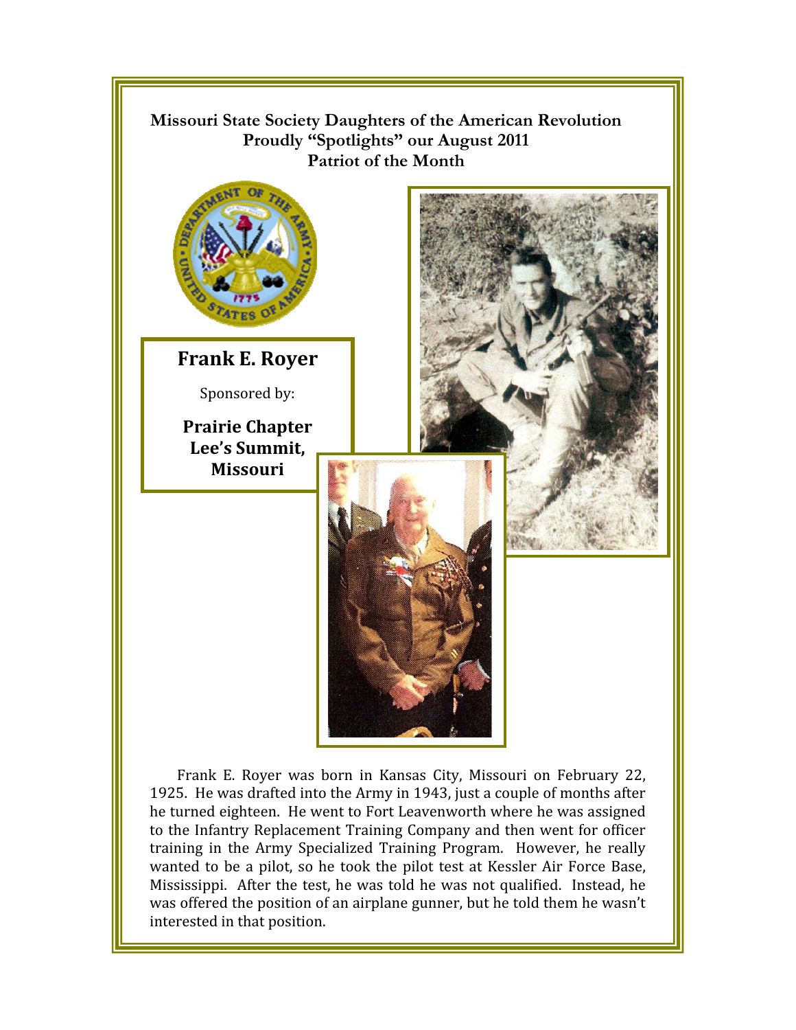**Missouri State Society Daughters of the American Revolution**
**Proudly "Spotlights" our August 2011**
**Patriot of the Month**

## Frank E. Royer

Sponsored by:

**Prairie Chapter**
**Lee's Summit, Missouri**

Frank E. Royer was born in Kansas City, Missouri on February 22, 1925. He was drafted into the Army in 1943, just a couple of months after he turned eighteen. He went to Fort Leavenworth where he was assigned to the Infantry Replacement Training Company and then went for officer training in the Army Specialized Training Program. However, he really wanted to be a pilot, so he took the pilot test at Kessler Air Force Base, Mississippi. After the test, he was told he was not qualified. Instead, he was offered the position of an airplane gunner, but he told them he wasn't interested in that position.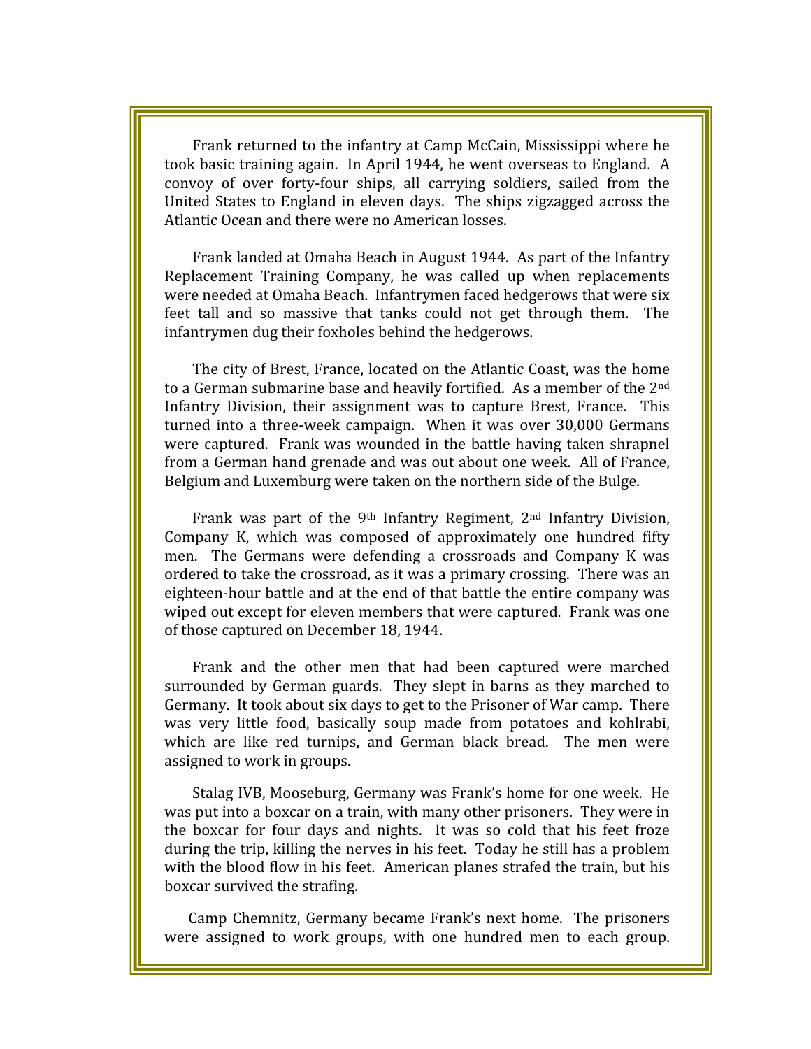Frank returned to the infantry at Camp McCain, Mississippi where he took basic training again. In April 1944, he went overseas to England. A convoy of over forty-four ships, all carrying soldiers, sailed from the United States to England in eleven days. The ships zigzagged across the Atlantic Ocean and there were no American losses.

Frank landed at Omaha Beach in August 1944. As part of the Infantry Replacement Training Company, he was called up when replacements were needed at Omaha Beach. Infantrymen faced hedgerows that were six feet tall and so massive that tanks could not get through them. The infantrymen dug their foxholes behind the hedgerows.

The city of Brest, France, located on the Atlantic Coast, was the home to a German submarine base and heavily fortified. As a member of the 2nd Infantry Division, their assignment was to capture Brest, France. This turned into a three-week campaign. When it was over 30,000 Germans were captured. Frank was wounded in the battle having taken shrapnel from a German hand grenade and was out about one week. All of France, Belgium and Luxemburg were taken on the northern side of the Bulge.

Frank was part of the 9th Infantry Regiment, 2nd Infantry Division, Company K, which was composed of approximately one hundred fifty men. The Germans were defending a crossroads and Company K was ordered to take the crossroad, as it was a primary crossing. There was an eighteen-hour battle and at the end of that battle the entire company was wiped out except for eleven members that were captured. Frank was one of those captured on December 18, 1944.

Frank and the other men that had been captured were marched surrounded by German guards. They slept in barns as they marched to Germany. It took about six days to get to the Prisoner of War camp. There was very little food, basically soup made from potatoes and kohlrabi, which are like red turnips, and German black bread. The men were assigned to work in groups.

Stalag IVB, Mooseburg, Germany was Frank's home for one week. He was put into a boxcar on a train, with many other prisoners. They were in the boxcar for four days and nights. It was so cold that his feet froze during the trip, killing the nerves in his feet. Today he still has a problem with the blood flow in his feet. American planes strafed the train, but his boxcar survived the strafing.

Camp Chemnitz, Germany became Frank's next home. The prisoners were assigned to work groups, with one hundred men to each group.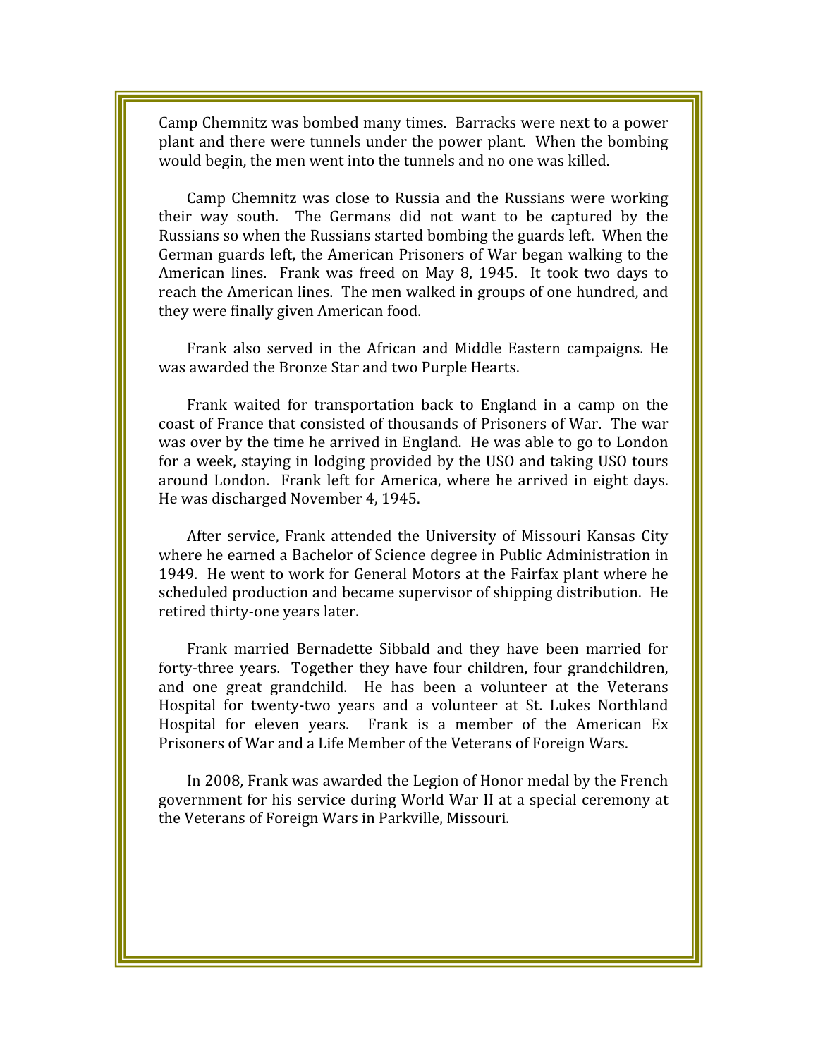Camp Chemnitz was bombed many times. Barracks were next to a power plant and there were tunnels under the power plant. When the bombing would begin, the men went into the tunnels and no one was killed.

Camp Chemnitz was close to Russia and the Russians were working their way south. The Germans did not want to be captured by the Russians so when the Russians started bombing the guards left. When the German guards left, the American Prisoners of War began walking to the American lines. Frank was freed on May 8, 1945. It took two days to reach the American lines. The men walked in groups of one hundred, and they were finally given American food.

Frank also served in the African and Middle Eastern campaigns. He was awarded the Bronze Star and two Purple Hearts.

Frank waited for transportation back to England in a camp on the coast of France that consisted of thousands of Prisoners of War. The war was over by the time he arrived in England. He was able to go to London for a week, staying in lodging provided by the USO and taking USO tours around London. Frank left for America, where he arrived in eight days. He was discharged November 4, 1945.

After service, Frank attended the University of Missouri Kansas City where he earned a Bachelor of Science degree in Public Administration in 1949. He went to work for General Motors at the Fairfax plant where he scheduled production and became supervisor of shipping distribution. He retired thirty-one years later.

Frank married Bernadette Sibbald and they have been married for forty-three years. Together they have four children, four grandchildren, and one great grandchild. He has been a volunteer at the Veterans Hospital for twenty-two years and a volunteer at St. Lukes Northland Hospital for eleven years. Frank is a member of the American Ex Prisoners of War and a Life Member of the Veterans of Foreign Wars.

In 2008, Frank was awarded the Legion of Honor medal by the French government for his service during World War II at a special ceremony at the Veterans of Foreign Wars in Parkville, Missouri.